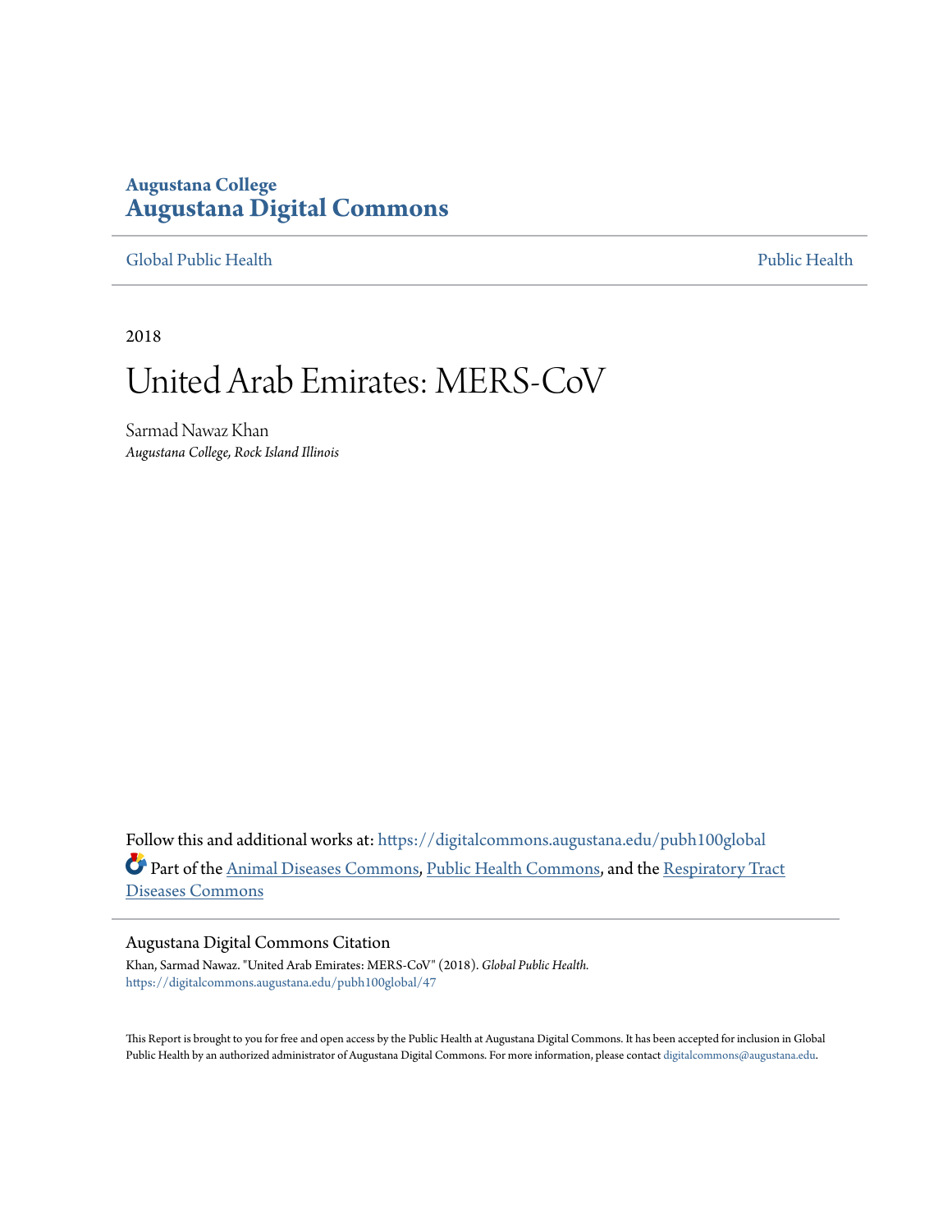Augustana College
**Augustana Digital Commons**

Global Public Health | Public Health

2018

# United Arab Emirates: MERS-CoV

Sarmad Nawaz Khan
*Augustana College, Rock Island Illinois*

Follow this and additional works at: https://digitalcommons.augustana.edu/pubh100global

Part of the Animal Diseases Commons, Public Health Commons, and the Respiratory Tract Diseases Commons

## Augustana Digital Commons Citation

Khan, Sarmad Nawaz. "United Arab Emirates: MERS-CoV" (2018). *Global Public Health.*
https://digitalcommons.augustana.edu/pubh100global/47

This Report is brought to you for free and open access by the Public Health at Augustana Digital Commons. It has been accepted for inclusion in Global Public Health by an authorized administrator of Augustana Digital Commons. For more information, please contact digitalcommons@augustana.edu.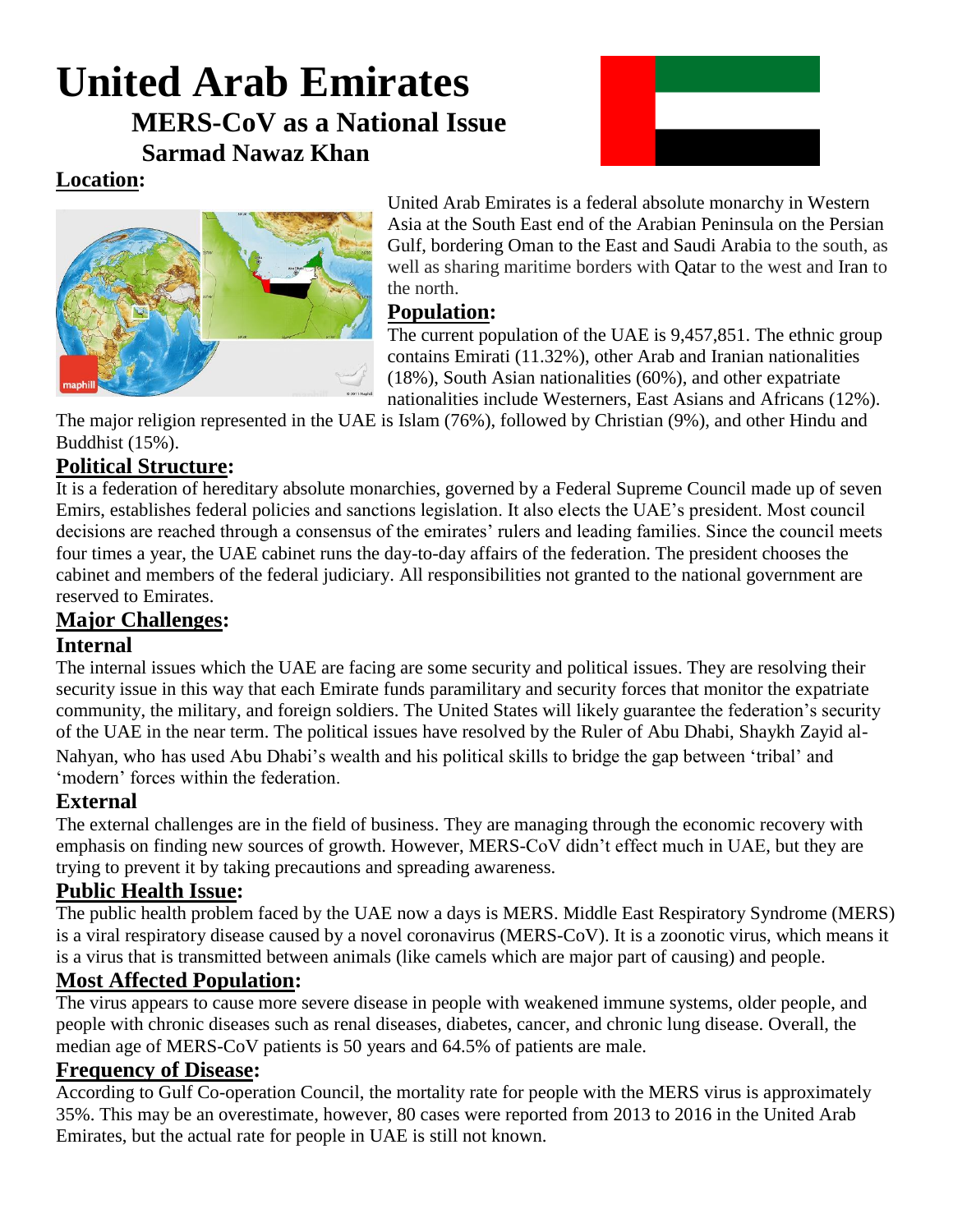# United Arab Emirates

## MERS-CoV as a National Issue

### Sarmad Nawaz Khan

**Location:**

United Arab Emirates is a federal absolute monarchy in Western Asia at the South East end of the Arabian Peninsula on the Persian Gulf, bordering Oman to the East and Saudi Arabia to the south, as well as sharing maritime borders with Qatar to the west and Iran to the north.

**Population:**

The current population of the UAE is 9,457,851. The ethnic group contains Emirati (11.32%), other Arab and Iranian nationalities (18%), South Asian nationalities (60%), and other expatriate nationalities include Westerners, East Asians and Africans (12%). The major religion represented in the UAE is Islam (76%), followed by Christian (9%), and other Hindu and Buddhist (15%).

**Political Structure:**

It is a federation of hereditary absolute monarchies, governed by a Federal Supreme Council made up of seven Emirs, establishes federal policies and sanctions legislation. It also elects the UAE's president. Most council decisions are reached through a consensus of the emirates' rulers and leading families. Since the council meets four times a year, the UAE cabinet runs the day-to-day affairs of the federation. The president chooses the cabinet and members of the federal judiciary. All responsibilities not granted to the national government are reserved to Emirates.

**Major Challenges:**

**Internal**

The internal issues which the UAE are facing are some security and political issues. They are resolving their security issue in this way that each Emirate funds paramilitary and security forces that monitor the expatriate community, the military, and foreign soldiers. The United States will likely guarantee the federation's security of the UAE in the near term. The political issues have resolved by the Ruler of Abu Dhabi, Shaykh Zayid al-Nahyan, who has used Abu Dhabi's wealth and his political skills to bridge the gap between 'tribal' and 'modern' forces within the federation.

**External**

The external challenges are in the field of business. They are managing through the economic recovery with emphasis on finding new sources of growth. However, MERS-CoV didn't effect much in UAE, but they are trying to prevent it by taking precautions and spreading awareness.

**Public Health Issue:**

The public health problem faced by the UAE now a days is MERS. Middle East Respiratory Syndrome (MERS) is a viral respiratory disease caused by a novel coronavirus (MERS-CoV). It is a zoonotic virus, which means it is a virus that is transmitted between animals (like camels which are major part of causing) and people.

**Most Affected Population:**

The virus appears to cause more severe disease in people with weakened immune systems, older people, and people with chronic diseases such as renal diseases, diabetes, cancer, and chronic lung disease. Overall, the median age of MERS-CoV patients is 50 years and 64.5% of patients are male.

**Frequency of Disease:**

According to Gulf Co-operation Council, the mortality rate for people with the MERS virus is approximately 35%. This may be an overestimate, however, 80 cases were reported from 2013 to 2016 in the United Arab Emirates, but the actual rate for people in UAE is still not known.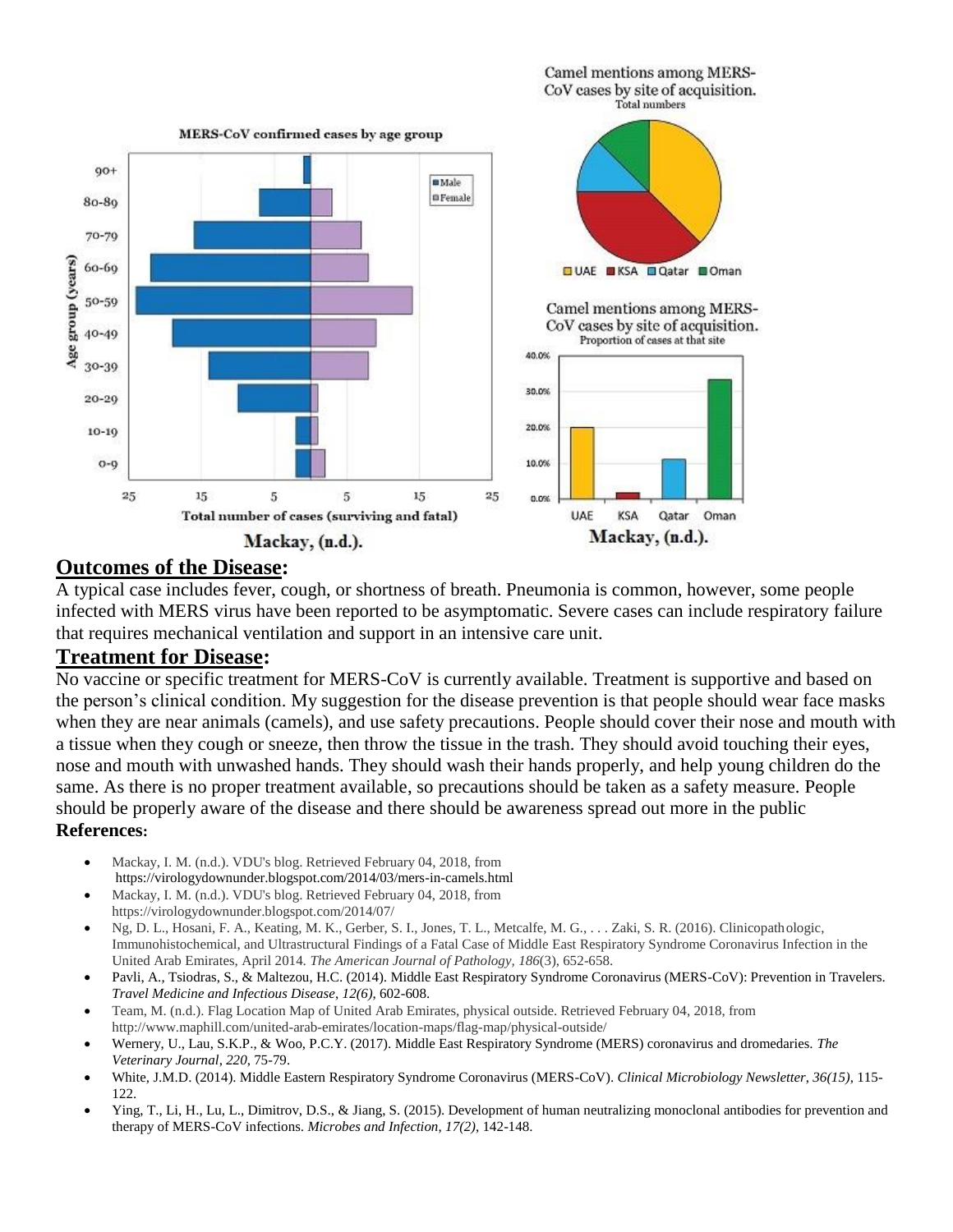MERS-CoV confirmed cases by age group

90+
80-89
70-79
60-69
50-59
40-49
30-39
20-29
10-19
0-9

Age group (years)

Male
Female

25 15 5 5 15 25

Total number of cases (surviving and fatal)

Mackay, (n.d.).

Camel mentions among MERS-CoV cases by site of acquisition.
Total numbers

UAE KSA Qatar Oman

Camel mentions among MERS-CoV cases by site of acquisition.
Proportion of cases at that site

40.0%
30.0%
20.0%
10.0%
0.0%

UAE KSA Qatar Oman

Mackay, (n.d.).

## Outcomes of the Disease:

A typical case includes fever, cough, or shortness of breath. Pneumonia is common, however, some people infected with MERS virus have been reported to be asymptomatic. Severe cases can include respiratory failure that requires mechanical ventilation and support in an intensive care unit.

## Treatment for Disease:

No vaccine or specific treatment for MERS-CoV is currently available. Treatment is supportive and based on the person's clinical condition. My suggestion for the disease prevention is that people should wear face masks when they are near animals (camels), and use safety precautions. People should cover their nose and mouth with a tissue when they cough or sneeze, then throw the tissue in the trash. They should avoid touching their eyes, nose and mouth with unwashed hands. They should wash their hands properly, and help young children do the same. As there is no proper treatment available, so precautions should be taken as a safety measure. People should be properly aware of the disease and there should be awareness spread out more in the public

**References:**

- Mackay, I. M. (n.d.). VDU's blog. Retrieved February 04, 2018, from https://virologydownunder.blogspot.com/2014/03/mers-in-camels.html
- Mackay, I. M. (n.d.). VDU's blog. Retrieved February 04, 2018, from https://virologydownunder.blogspot.com/2014/07/
- Ng, D. L., Hosani, F. A., Keating, M. K., Gerber, S. I., Jones, T. L., Metcalfe, M. G., . . . Zaki, S. R. (2016). Clinicopathologic, Immunohistochemical, and Ultrastructural Findings of a Fatal Case of Middle East Respiratory Syndrome Coronavirus Infection in the United Arab Emirates, April 2014. *The American Journal of Pathology, 186*(3), 652-658.
- Pavli, A., Tsiodras, S., & Maltezou, H.C. (2014). Middle East Respiratory Syndrome Coronavirus (MERS-CoV): Prevention in Travelers. *Travel Medicine and Infectious Disease*, *12(6)*, 602-608.
- Team, M. (n.d.). Flag Location Map of United Arab Emirates, physical outside. Retrieved February 04, 2018, from http://www.maphill.com/united-arab-emirates/location-maps/flag-map/physical-outside/
- Wernery, U., Lau, S.K.P., & Woo, P.C.Y. (2017). Middle East Respiratory Syndrome (MERS) coronavirus and dromedaries. *The Veterinary Journal*, *220*, 75-79.
- White, J.M.D. (2014). Middle Eastern Respiratory Syndrome Coronavirus (MERS-CoV). *Clinical Microbiology Newsletter*, *36(15)*, 115-122.
- Ying, T., Li, H., Lu, L., Dimitrov, D.S., & Jiang, S. (2015). Development of human neutralizing monoclonal antibodies for prevention and therapy of MERS-CoV infections. *Microbes and Infection*, *17(2)*, 142-148.